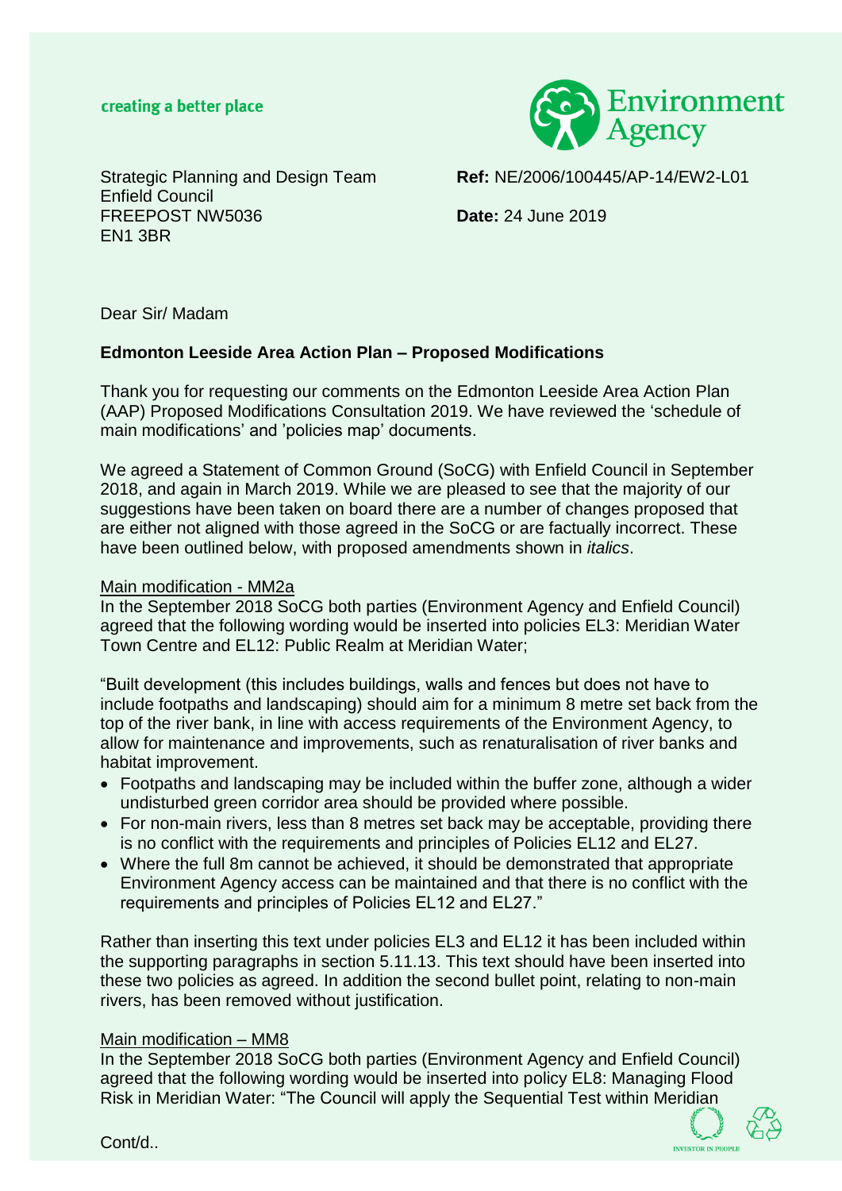creating a better place

Environment Agency

Strategic Planning and Design Team
Enfield Council
FREEPOST NW5036
EN1 3BR

**Ref:** NE/2006/100445/AP-14/EW2-L01

**Date:** 24 June 2019

Dear Sir/ Madam

**Edmonton Leeside Area Action Plan – Proposed Modifications**

Thank you for requesting our comments on the Edmonton Leeside Area Action Plan (AAP) Proposed Modifications Consultation 2019. We have reviewed the 'schedule of main modifications' and 'policies map' documents.

We agreed a Statement of Common Ground (SoCG) with Enfield Council in September 2018, and again in March 2019. While we are pleased to see that the majority of our suggestions have been taken on board there are a number of changes proposed that are either not aligned with those agreed in the SoCG or are factually incorrect. These have been outlined below, with proposed amendments shown in *italics*.

Main modification - MM2a

In the September 2018 SoCG both parties (Environment Agency and Enfield Council) agreed that the following wording would be inserted into policies EL3: Meridian Water Town Centre and EL12: Public Realm at Meridian Water;

"Built development (this includes buildings, walls and fences but does not have to include footpaths and landscaping) should aim for a minimum 8 metre set back from the top of the river bank, in line with access requirements of the Environment Agency, to allow for maintenance and improvements, such as renaturalisation of river banks and habitat improvement.

- Footpaths and landscaping may be included within the buffer zone, although a wider undisturbed green corridor area should be provided where possible.
- For non-main rivers, less than 8 metres set back may be acceptable, providing there is no conflict with the requirements and principles of Policies EL12 and EL27.
- Where the full 8m cannot be achieved, it should be demonstrated that appropriate Environment Agency access can be maintained and that there is no conflict with the requirements and principles of Policies EL12 and EL27."

Rather than inserting this text under policies EL3 and EL12 it has been included within the supporting paragraphs in section 5.11.13. This text should have been inserted into these two policies as agreed. In addition the second bullet point, relating to non-main rivers, has been removed without justification.

Main modification – MM8

In the September 2018 SoCG both parties (Environment Agency and Enfield Council) agreed that the following wording would be inserted into policy EL8: Managing Flood Risk in Meridian Water: "The Council will apply the Sequential Test within Meridian

Cont/d..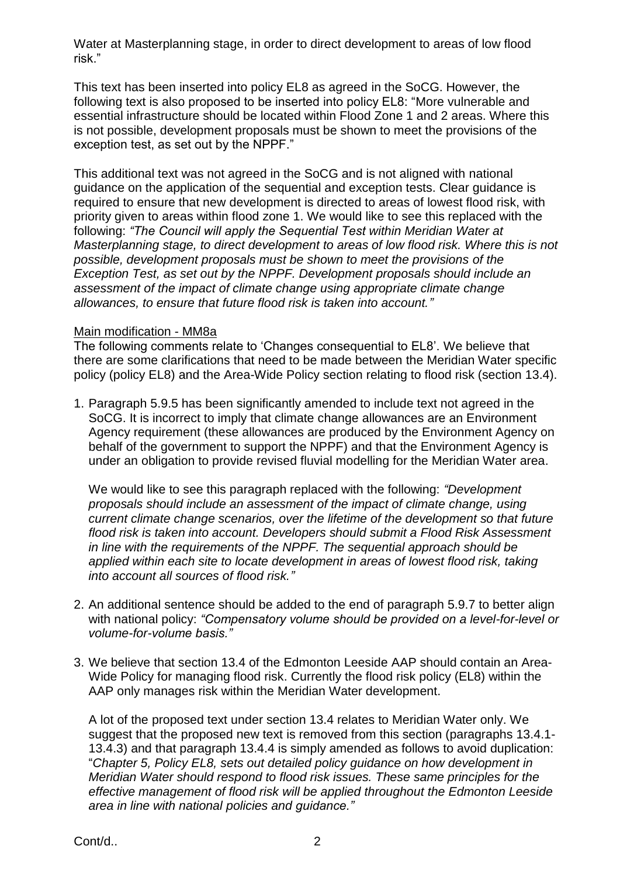Water at Masterplanning stage, in order to direct development to areas of low flood risk."

This text has been inserted into policy EL8 as agreed in the SoCG. However, the following text is also proposed to be inserted into policy EL8: "More vulnerable and essential infrastructure should be located within Flood Zone 1 and 2 areas. Where this is not possible, development proposals must be shown to meet the provisions of the exception test, as set out by the NPPF."

This additional text was not agreed in the SoCG and is not aligned with national guidance on the application of the sequential and exception tests. Clear guidance is required to ensure that new development is directed to areas of lowest flood risk, with priority given to areas within flood zone 1. We would like to see this replaced with the following: *"The Council will apply the Sequential Test within Meridian Water at Masterplanning stage, to direct development to areas of low flood risk. Where this is not possible, development proposals must be shown to meet the provisions of the Exception Test, as set out by the NPPF. Development proposals should include an assessment of the impact of climate change using appropriate climate change allowances, to ensure that future flood risk is taken into account."*

Main modification - MM8a

The following comments relate to 'Changes consequential to EL8'. We believe that there are some clarifications that need to be made between the Meridian Water specific policy (policy EL8) and the Area-Wide Policy section relating to flood risk (section 13.4).

1. Paragraph 5.9.5 has been significantly amended to include text not agreed in the SoCG. It is incorrect to imply that climate change allowances are an Environment Agency requirement (these allowances are produced by the Environment Agency on behalf of the government to support the NPPF) and that the Environment Agency is under an obligation to provide revised fluvial modelling for the Meridian Water area.

   We would like to see this paragraph replaced with the following: *"Development proposals should include an assessment of the impact of climate change, using current climate change scenarios, over the lifetime of the development so that future flood risk is taken into account. Developers should submit a Flood Risk Assessment in line with the requirements of the NPPF. The sequential approach should be applied within each site to locate development in areas of lowest flood risk, taking into account all sources of flood risk."*

2. An additional sentence should be added to the end of paragraph 5.9.7 to better align with national policy: *"Compensatory volume should be provided on a level-for-level or volume-for-volume basis."*

3. We believe that section 13.4 of the Edmonton Leeside AAP should contain an Area-Wide Policy for managing flood risk. Currently the flood risk policy (EL8) within the AAP only manages risk within the Meridian Water development.

   A lot of the proposed text under section 13.4 relates to Meridian Water only. We suggest that the proposed new text is removed from this section (paragraphs 13.4.1-13.4.3) and that paragraph 13.4.4 is simply amended as follows to avoid duplication: "*Chapter 5, Policy EL8, sets out detailed policy guidance on how development in Meridian Water should respond to flood risk issues. These same principles for the effective management of flood risk will be applied throughout the Edmonton Leeside area in line with national policies and guidance."*

Cont/d..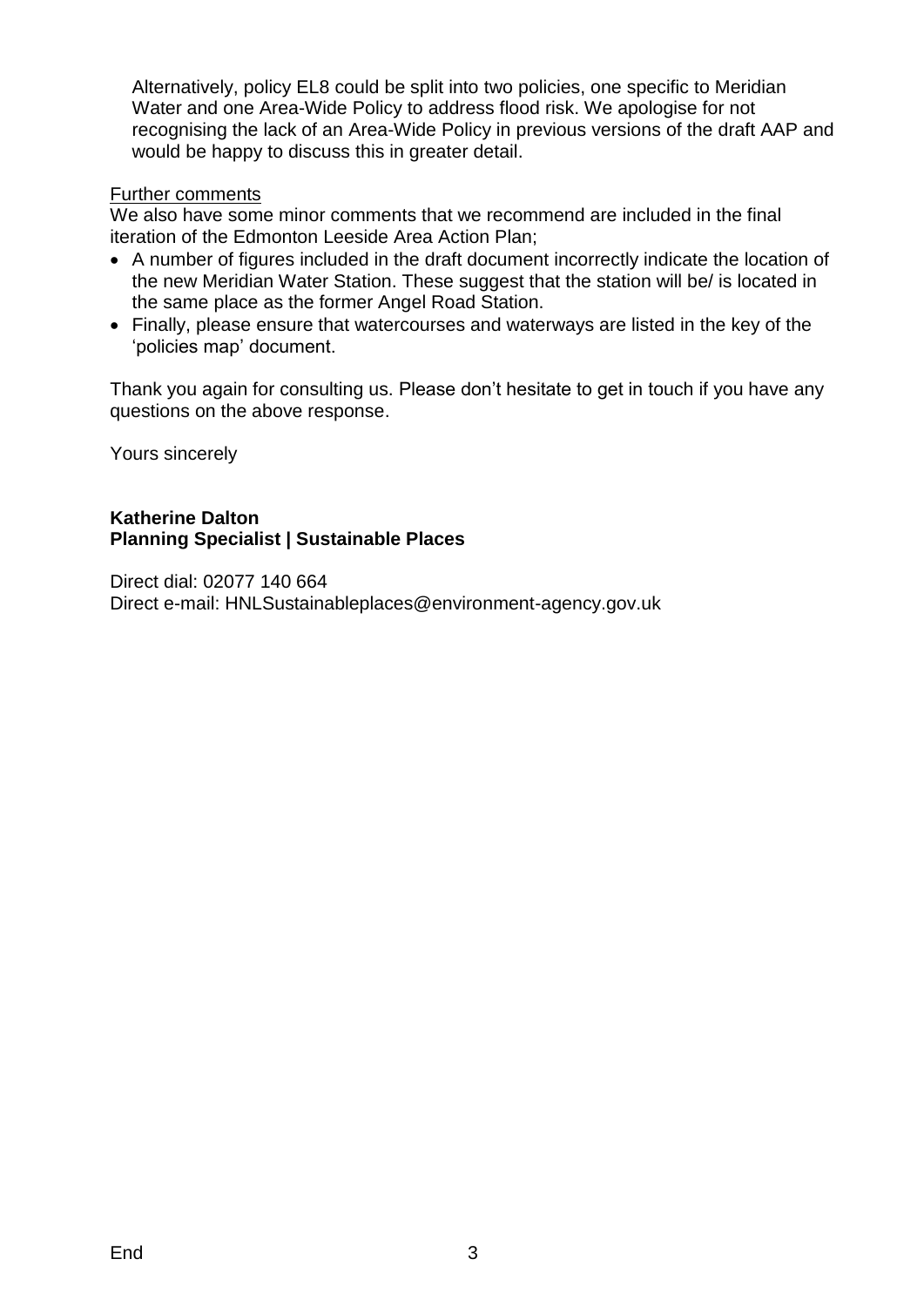Alternatively, policy EL8 could be split into two policies, one specific to Meridian Water and one Area-Wide Policy to address flood risk. We apologise for not recognising the lack of an Area-Wide Policy in previous versions of the draft AAP and would be happy to discuss this in greater detail.

<u>Further comments</u>

We also have some minor comments that we recommend are included in the final iteration of the Edmonton Leeside Area Action Plan;

- A number of figures included in the draft document incorrectly indicate the location of the new Meridian Water Station. These suggest that the station will be/ is located in the same place as the former Angel Road Station.
- Finally, please ensure that watercourses and waterways are listed in the key of the 'policies map' document.

Thank you again for consulting us. Please don't hesitate to get in touch if you have any questions on the above response.

Yours sincerely

**Katherine Dalton**
**Planning Specialist | Sustainable Places**

Direct dial: 02077 140 664
Direct e-mail: HNLSustainableplaces@environment-agency.gov.uk

End